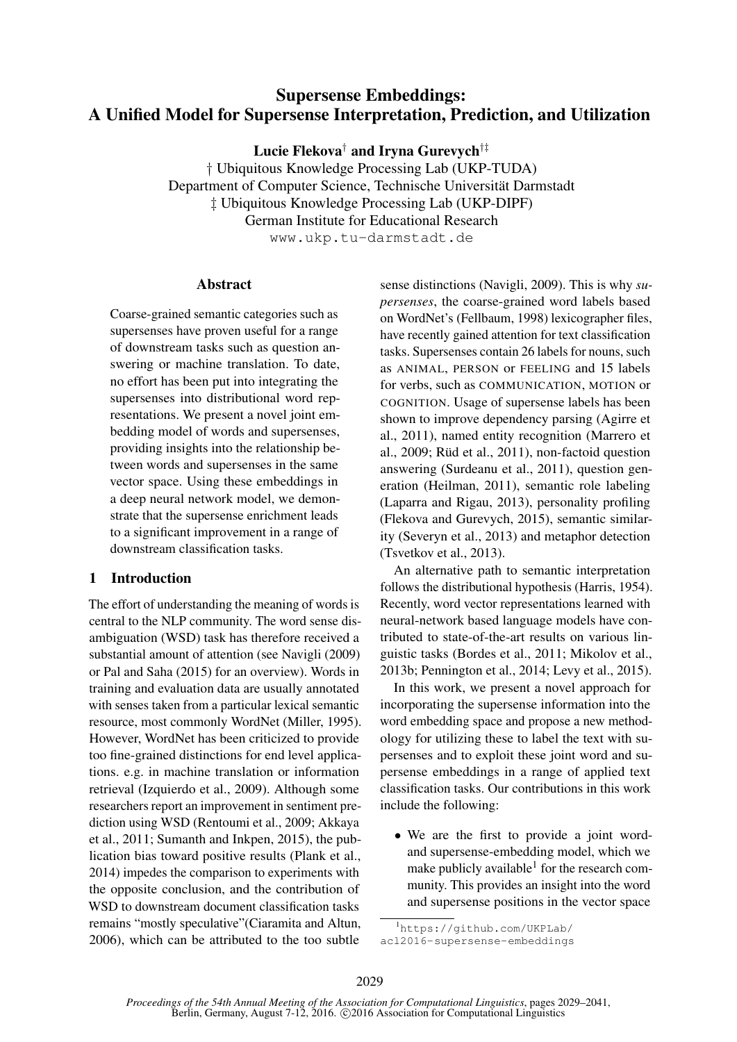# Supersense Embeddings: A Unified Model for Supersense Interpretation, Prediction, and Utilization

**Lucie Flekova**[†] **and Iryna Gurevych**[†‡]

† Ubiquitous Knowledge Processing Lab (UKP-TUDA)
Department of Computer Science, Technische Universität Darmstadt
‡ Ubiquitous Knowledge Processing Lab (UKP-DIPF)
German Institute for Educational Research
www.ukp.tu-darmstadt.de

## Abstract

Coarse-grained semantic categories such as supersenses have proven useful for a range of downstream tasks such as question answering or machine translation. To date, no effort has been put into integrating the supersenses into distributional word representations. We present a novel joint embedding model of words and supersenses, providing insights into the relationship between words and supersenses in the same vector space. Using these embeddings in a deep neural network model, we demonstrate that the supersense enrichment leads to a significant improvement in a range of downstream classification tasks.

## 1 Introduction

The effort of understanding the meaning of words is central to the NLP community. The word sense disambiguation (WSD) task has therefore received a substantial amount of attention (see Navigli (2009) or Pal and Saha (2015) for an overview). Words in training and evaluation data are usually annotated with senses taken from a particular lexical semantic resource, most commonly WordNet (Miller, 1995). However, WordNet has been criticized to provide too fine-grained distinctions for end level applications. e.g. in machine translation or information retrieval (Izquierdo et al., 2009). Although some researchers report an improvement in sentiment prediction using WSD (Rentoumi et al., 2009; Akkaya et al., 2011; Sumanth and Inkpen, 2015), the publication bias toward positive results (Plank et al., 2014) impedes the comparison to experiments with the opposite conclusion, and the contribution of WSD to downstream document classification tasks remains "mostly speculative"(Ciaramita and Altun, 2006), which can be attributed to the too subtle sense distinctions (Navigli, 2009). This is why *supersenses*, the coarse-grained word labels based on WordNet's (Fellbaum, 1998) lexicographer files, have recently gained attention for text classification tasks. Supersenses contain 26 labels for nouns, such as ANIMAL, PERSON or FEELING and 15 labels for verbs, such as COMMUNICATION, MOTION or COGNITION. Usage of supersense labels has been shown to improve dependency parsing (Agirre et al., 2011), named entity recognition (Marrero et al., 2009; Rüd et al., 2011), non-factoid question answering (Surdeanu et al., 2011), question generation (Heilman, 2011), semantic role labeling (Laparra and Rigau, 2013), personality profiling (Flekova and Gurevych, 2015), semantic similarity (Severyn et al., 2013) and metaphor detection (Tsvetkov et al., 2013).

An alternative path to semantic interpretation follows the distributional hypothesis (Harris, 1954). Recently, word vector representations learned with neural-network based language models have contributed to state-of-the-art results on various linguistic tasks (Bordes et al., 2011; Mikolov et al., 2013b; Pennington et al., 2014; Levy et al., 2015).

In this work, we present a novel approach for incorporating the supersense information into the word embedding space and propose a new methodology for utilizing these to label the text with supersenses and to exploit these joint word and supersense embeddings in a range of applied text classification tasks. Our contributions in this work include the following:

- We are the first to provide a joint word- and supersense-embedding model, which we make publicly available[1] for the research community. This provides an insight into the word and supersense positions in the vector space

[1] https://github.com/UKPLab/acl2016-supersense-embeddings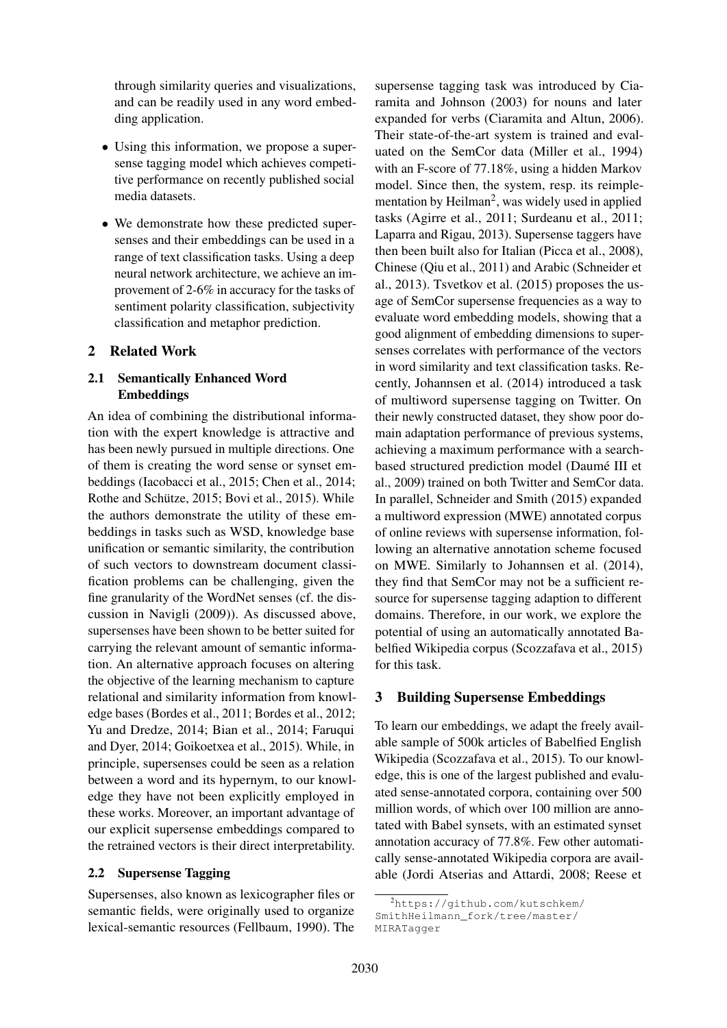through similarity queries and visualizations, and can be readily used in any word embedding application.

- Using this information, we propose a supersense tagging model which achieves competitive performance on recently published social media datasets.
- We demonstrate how these predicted supersenses and their embeddings can be used in a range of text classification tasks. Using a deep neural network architecture, we achieve an improvement of 2-6% in accuracy for the tasks of sentiment polarity classification, subjectivity classification and metaphor prediction.

## 2 Related Work

### 2.1 Semantically Enhanced Word Embeddings

An idea of combining the distributional information with the expert knowledge is attractive and has been newly pursued in multiple directions. One of them is creating the word sense or synset embeddings (Iacobacci et al., 2015; Chen et al., 2014; Rothe and Schütze, 2015; Bovi et al., 2015). While the authors demonstrate the utility of these embeddings in tasks such as WSD, knowledge base unification or semantic similarity, the contribution of such vectors to downstream document classification problems can be challenging, given the fine granularity of the WordNet senses (cf. the discussion in Navigli (2009)). As discussed above, supersenses have been shown to be better suited for carrying the relevant amount of semantic information. An alternative approach focuses on altering the objective of the learning mechanism to capture relational and similarity information from knowledge bases (Bordes et al., 2011; Bordes et al., 2012; Yu and Dredze, 2014; Bian et al., 2014; Faruqui and Dyer, 2014; Goikoetxea et al., 2015). While, in principle, supersenses could be seen as a relation between a word and its hypernym, to our knowledge they have not been explicitly employed in these works. Moreover, an important advantage of our explicit supersense embeddings compared to the retrained vectors is their direct interpretability.

### 2.2 Supersense Tagging

Supersenses, also known as lexicographer files or semantic fields, were originally used to organize lexical-semantic resources (Fellbaum, 1990). The supersense tagging task was introduced by Ciaramita and Johnson (2003) for nouns and later expanded for verbs (Ciaramita and Altun, 2006). Their state-of-the-art system is trained and evaluated on the SemCor data (Miller et al., 1994) with an F-score of 77.18%, using a hidden Markov model. Since then, the system, resp. its reimplementation by Heilman[2], was widely used in applied tasks (Agirre et al., 2011; Surdeanu et al., 2011; Laparra and Rigau, 2013). Supersense taggers have then been built also for Italian (Picca et al., 2008), Chinese (Qiu et al., 2011) and Arabic (Schneider et al., 2013). Tsvetkov et al. (2015) proposes the usage of SemCor supersense frequencies as a way to evaluate word embedding models, showing that a good alignment of embedding dimensions to supersenses correlates with performance of the vectors in word similarity and text classification tasks. Recently, Johannsen et al. (2014) introduced a task of multiword supersense tagging on Twitter. On their newly constructed dataset, they show poor domain adaptation performance of previous systems, achieving a maximum performance with a search-based structured prediction model (Daumé III et al., 2009) trained on both Twitter and SemCor data. In parallel, Schneider and Smith (2015) expanded a multiword expression (MWE) annotated corpus of online reviews with supersense information, following an alternative annotation scheme focused on MWE. Similarly to Johannsen et al. (2014), they find that SemCor may not be a sufficient resource for supersense tagging adaption to different domains. Therefore, in our work, we explore the potential of using an automatically annotated Babelfied Wikipedia corpus (Scozzafava et al., 2015) for this task.

## 3 Building Supersense Embeddings

To learn our embeddings, we adapt the freely available sample of 500k articles of Babelfied English Wikipedia (Scozzafava et al., 2015). To our knowledge, this is one of the largest published and evaluated sense-annotated corpora, containing over 500 million words, of which over 100 million are annotated with Babel synsets, with an estimated synset annotation accuracy of 77.8%. Few other automatically sense-annotated Wikipedia corpora are available (Jordi Atserias and Attardi, 2008; Reese et

[2] https://github.com/kutschkem/SmithHeilmann_fork/tree/master/MIRATagger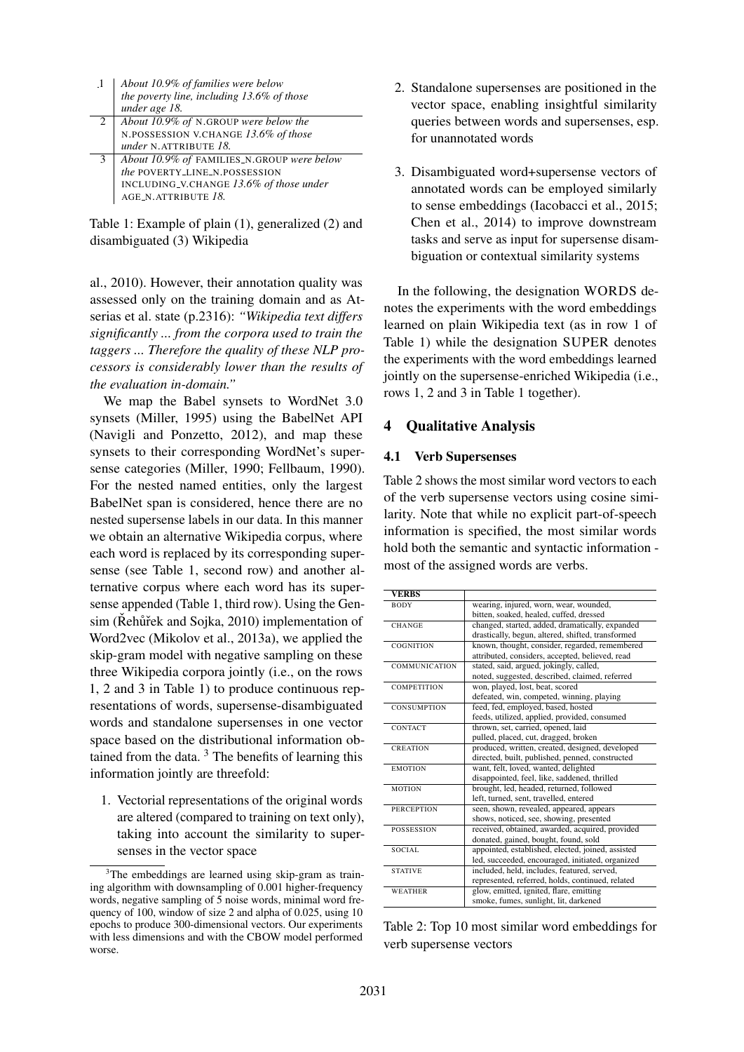| | |
|---|---|
| 1 | *About 10.9% of families were below the poverty line, including 13.6% of those under age 18.* |
| 2 | *About 10.9% of* N.GROUP *were below the* N.POSSESSION V.CHANGE *13.6% of those under* N.ATTRIBUTE *18.* |
| 3 | *About 10.9% of* FAMILIES_N.GROUP *were below the* POVERTY_LINE_N.POSSESSION INCLUDING_V.CHANGE *13.6% of those under* AGE_N.ATTRIBUTE *18.* |

Table 1: Example of plain (1), generalized (2) and disambiguated (3) Wikipedia

al., 2010). However, their annotation quality was assessed only on the training domain and as Atserias et al. state (p.2316): *"Wikipedia text differs significantly ... from the corpora used to train the taggers ... Therefore the quality of these NLP processors is considerably lower than the results of the evaluation in-domain."*

We map the Babel synsets to WordNet 3.0 synsets (Miller, 1995) using the BabelNet API (Navigli and Ponzetto, 2012), and map these synsets to their corresponding WordNet's supersense categories (Miller, 1990; Fellbaum, 1990). For the nested named entities, only the largest BabelNet span is considered, hence there are no nested supersense labels in our data. In this manner we obtain an alternative Wikipedia corpus, where each word is replaced by its corresponding supersense (see Table 1, second row) and another alternative corpus where each word has its supersense appended (Table 1, third row). Using the Gensim (Řehůřek and Sojka, 2010) implementation of Word2vec (Mikolov et al., 2013a), we applied the skip-gram model with negative sampling on these three Wikipedia corpora jointly (i.e., on the rows 1, 2 and 3 in Table 1) to produce continuous representations of words, supersense-disambiguated words and standalone supersenses in one vector space based on the distributional information obtained from the data. [3] The benefits of learning this information jointly are threefold:

1. Vectorial representations of the original words are altered (compared to training on text only), taking into account the similarity to supersenses in the vector space
2. Standalone supersenses are positioned in the vector space, enabling insightful similarity queries between words and supersenses, esp. for unannotated words
3. Disambiguated word+supersense vectors of annotated words can be employed similarly to sense embeddings (Iacobacci et al., 2015; Chen et al., 2014) to improve downstream tasks and serve as input for supersense disambiguation or contextual similarity systems

In the following, the designation WORDS denotes the experiments with the word embeddings learned on plain Wikipedia text (as in row 1 of Table 1) while the designation SUPER denotes the experiments with the word embeddings learned jointly on the supersense-enriched Wikipedia (i.e., rows 1, 2 and 3 in Table 1 together).

## 4 Qualitative Analysis

### 4.1 Verb Supersenses

Table 2 shows the most similar word vectors to each of the verb supersense vectors using cosine similarity. Note that while no explicit part-of-speech information is specified, the most similar words hold both the semantic and syntactic information - most of the assigned words are verbs.

| VERBS | |
|---|---|
| BODY | wearing, injured, worn, wear, wounded, bitten, soaked, healed, cuffed, dressed |
| CHANGE | changed, started, added, dramatically, expanded drastically, begun, altered, shifted, transformed |
| COGNITION | known, thought, consider, regarded, remembered attributed, considers, accepted, believed, read |
| COMMUNICATION | stated, said, argued, jokingly, called, noted, suggested, described, claimed, referred |
| COMPETITION | won, played, lost, beat, scored defeated, win, competed, winning, playing |
| CONSUMPTION | feed, fed, employed, based, hosted feeds, utilized, applied, provided, consumed |
| CONTACT | thrown, set, carried, opened, laid pulled, placed, cut, dragged, broken |
| CREATION | produced, written, created, designed, developed directed, built, published, penned, constructed |
| EMOTION | want, felt, loved, wanted, delighted disappointed, feel, like, saddened, thrilled |
| MOTION | brought, led, headed, returned, followed left, turned, sent, travelled, entered |
| PERCEPTION | seen, shown, revealed, appeared, appears shows, noticed, see, showing, presented |
| POSSESSION | received, obtained, awarded, acquired, provided donated, gained, bought, found, sold |
| SOCIAL | appointed, established, elected, joined, assisted led, succeeded, encouraged, initiated, organized |
| STATIVE | included, held, includes, featured, served, represented, referred, holds, continued, related |
| WEATHER | glow, emitted, ignited, flare, emitting smoke, fumes, sunlight, lit, darkened |

Table 2: Top 10 most similar word embeddings for verb supersense vectors

[3]The embeddings are learned using skip-gram as training algorithm with downsampling of 0.001 higher-frequency words, negative sampling of 5 noise words, minimal word frequency of 100, window of size 2 and alpha of 0.025, using 10 epochs to produce 300-dimensional vectors. Our experiments with less dimensions and with the CBOW model performed worse.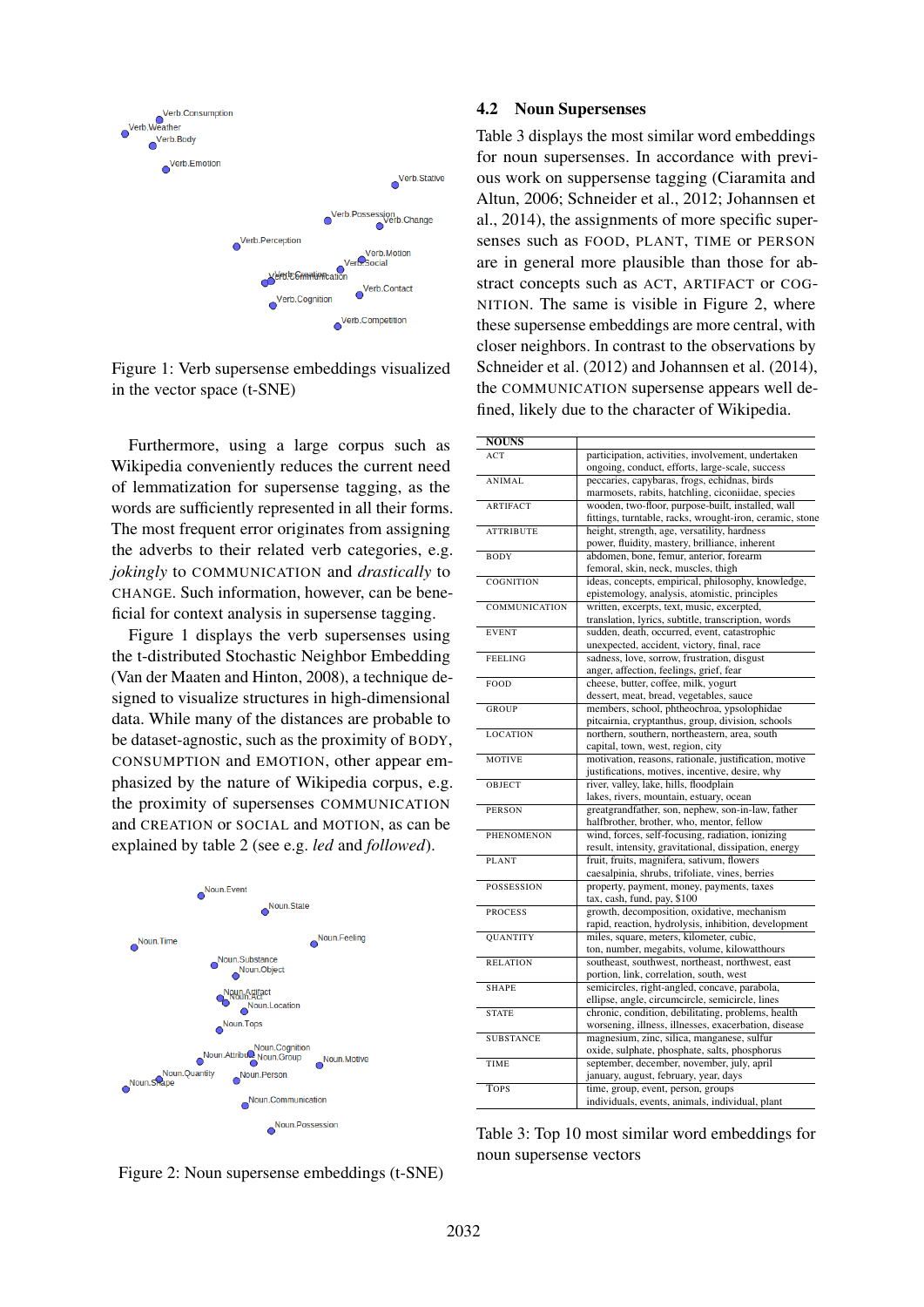Figure 1: Verb supersense embeddings visualized in the vector space (t-SNE)

Furthermore, using a large corpus such as Wikipedia conveniently reduces the current need of lemmatization for supersense tagging, as the words are sufficiently represented in all their forms. The most frequent error originates from assigning the adverbs to their related verb categories, e.g. *jokingly* to COMMUNICATION and *drastically* to CHANGE. Such information, however, can be beneficial for context analysis in supersense tagging.

Figure 1 displays the verb supersenses using the t-distributed Stochastic Neighbor Embedding (Van der Maaten and Hinton, 2008), a technique designed to visualize structures in high-dimensional data. While many of the distances are probable to be dataset-agnostic, such as the proximity of BODY, CONSUMPTION and EMOTION, other appear emphasized by the nature of Wikipedia corpus, e.g. the proximity of supersenses COMMUNICATION and CREATION or SOCIAL and MOTION, as can be explained by table 2 (see e.g. *led* and *followed*).

Figure 2: Noun supersense embeddings (t-SNE)

## 4.2 Noun Supersenses

Table 3 displays the most similar word embeddings for noun supersenses. In accordance with previous work on suppersense tagging (Ciaramita and Altun, 2006; Schneider et al., 2012; Johannsen et al., 2014), the assignments of more specific supersenses such as FOOD, PLANT, TIME or PERSON are in general more plausible than those for abstract concepts such as ACT, ARTIFACT or COGNITION. The same is visible in Figure 2, where these supersense embeddings are more central, with closer neighbors. In contrast to the observations by Schneider et al. (2012) and Johannsen et al. (2014), the COMMUNICATION supersense appears well defined, likely due to the character of Wikipedia.

| NOUNS | |
|---|---|
| ACT | participation, activities, involvement, undertaken ongoing, conduct, efforts, large-scale, success |
| ANIMAL | peccaries, capybaras, frogs, echidnas, birds marmosets, rabits, hatchling, ciconiidae, species |
| ARTIFACT | wooden, two-floor, purpose-built, installed, wall fittings, turntable, racks, wrought-iron, ceramic, stone |
| ATTRIBUTE | height, strength, age, versatility, hardness power, fluidity, mastery, brilliance, inherent |
| BODY | abdomen, bone, femur, anterior, forearm femoral, skin, neck, muscles, thigh |
| COGNITION | ideas, concepts, empirical, philosophy, knowledge, epistemology, analysis, atomistic, principles |
| COMMUNICATION | written, excerpts, text, music, excerpted, translation, lyrics, subtitle, transcription, words |
| EVENT | sudden, death, occurred, event, catastrophic unexpected, accident, victory, final, race |
| FEELING | sadness, love, sorrow, frustration, disgust anger, affection, feelings, grief, fear |
| FOOD | cheese, butter, coffee, milk, yogurt dessert, meat, bread, vegetables, sauce |
| GROUP | members, school, phtheochroa, ypsolophidae pitcairnia, cryptanthus, group, division, schools |
| LOCATION | northern, southern, northeastern, area, south capital, town, west, region, city |
| MOTIVE | motivation, reasons, rationale, justification, motive justifications, motives, incentive, desire, why |
| OBJECT | river, valley, lake, hills, floodplain lakes, rivers, mountain, estuary, ocean |
| PERSON | greatgrandfather, son, nephew, son-in-law, father halfbrother, brother, who, mentor, fellow |
| PHENOMENON | wind, forces, self-focusing, radiation, ionizing result, intensity, gravitational, dissipation, energy |
| PLANT | fruit, fruits, magnifera, sativum, flowers caesalpinia, shrubs, trifoliate, vines, berries |
| POSSESSION | property, payment, money, payments, taxes tax, cash, fund, pay, $100 |
| PROCESS | growth, decomposition, oxidative, mechanism rapid, reaction, hydrolysis, inhibition, development |
| QUANTITY | miles, square, meters, kilometer, cubic, ton, number, megabits, volume, kilowatthours |
| RELATION | southeast, southwest, northeast, northwest, east portion, link, correlation, south, west |
| SHAPE | semicircles, right-angled, concave, parabola, ellipse, angle, circumcircle, semicircle, lines |
| STATE | chronic, condition, debilitating, problems, health worsening, illness, illnesses, exacerbation, disease |
| SUBSTANCE | magnesium, zinc, silica, manganese, sulfur oxide, sulphate, phosphate, salts, phosphorus |
| TIME | september, december, november, july, april january, august, february, year, days |
| TOPS | time, group, event, person, groups individuals, events, animals, individual, plant |

Table 3: Top 10 most similar word embeddings for noun supersense vectors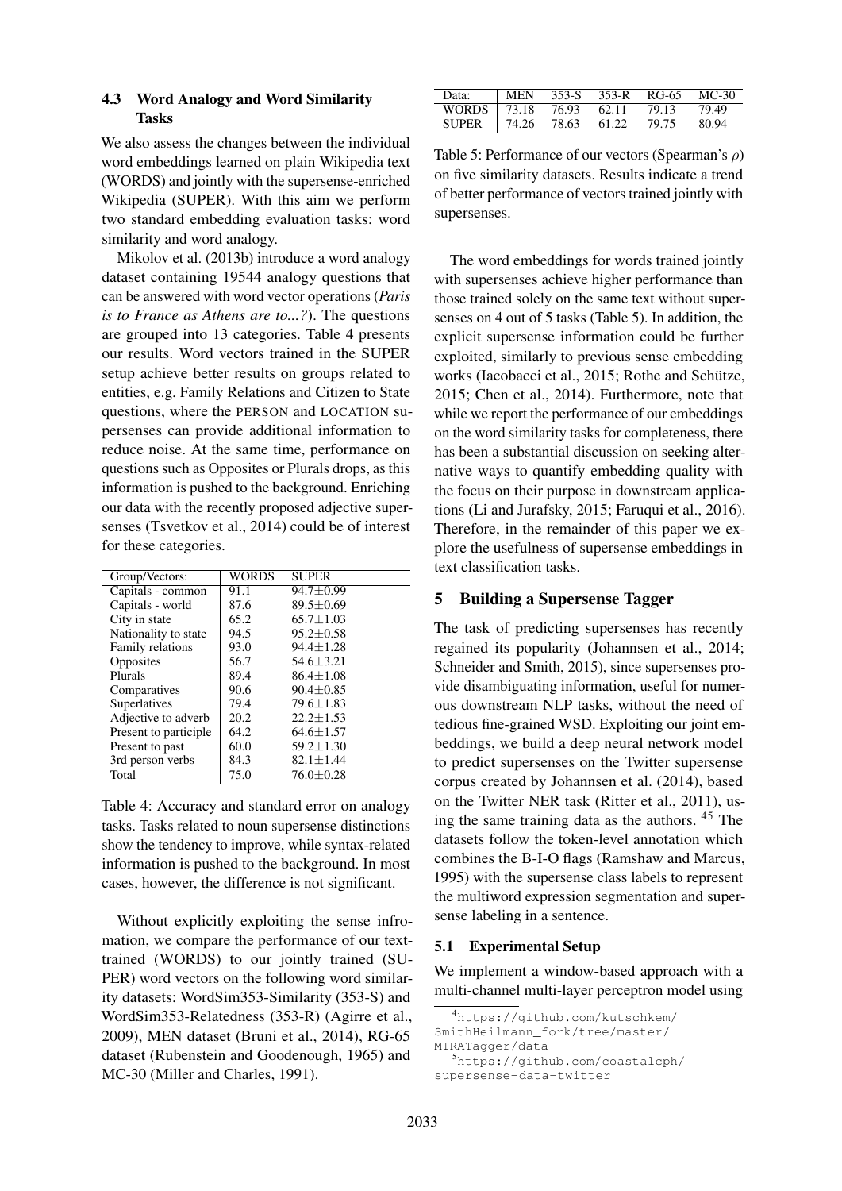### 4.3 Word Analogy and Word Similarity Tasks

We also assess the changes between the individual word embeddings learned on plain Wikipedia text (WORDS) and jointly with the supersense-enriched Wikipedia (SUPER). With this aim we perform two standard embedding evaluation tasks: word similarity and word analogy.

Mikolov et al. (2013b) introduce a word analogy dataset containing 19544 analogy questions that can be answered with word vector operations (*Paris is to France as Athens are to...?*). The questions are grouped into 13 categories. Table 4 presents our results. Word vectors trained in the SUPER setup achieve better results on groups related to entities, e.g. Family Relations and Citizen to State questions, where the PERSON and LOCATION supersenses can provide additional information to reduce noise. At the same time, performance on questions such as Opposites or Plurals drops, as this information is pushed to the background. Enriching our data with the recently proposed adjective supersenses (Tsvetkov et al., 2014) could be of interest for these categories.

| Group/Vectors: | WORDS | SUPER |
|---|---|---|
| Capitals - common | 91.1 | 94.7±0.99 |
| Capitals - world | 87.6 | 89.5±0.69 |
| City in state | 65.2 | 65.7±1.03 |
| Nationality to state | 94.5 | 95.2±0.58 |
| Family relations | 93.0 | 94.4±1.28 |
| Opposites | 56.7 | 54.6±3.21 |
| Plurals | 89.4 | 86.4±1.08 |
| Comparatives | 90.6 | 90.4±0.85 |
| Superlatives | 79.4 | 79.6±1.83 |
| Adjective to adverb | 20.2 | 22.2±1.53 |
| Present to participle | 64.2 | 64.6±1.57 |
| Present to past | 60.0 | 59.2±1.30 |
| 3rd person verbs | 84.3 | 82.1±1.44 |
| Total | 75.0 | 76.0±0.28 |

Table 4: Accuracy and standard error on analogy tasks. Tasks related to noun supersense distinctions show the tendency to improve, while syntax-related information is pushed to the background. In most cases, however, the difference is not significant.

Without explicitly exploiting the sense infromation, we compare the performance of our text-trained (WORDS) to our jointly trained (SUPER) word vectors on the following word similarity datasets: WordSim353-Similarity (353-S) and WordSim353-Relatedness (353-R) (Agirre et al., 2009), MEN dataset (Bruni et al., 2014), RG-65 dataset (Rubenstein and Goodenough, 1965) and MC-30 (Miller and Charles, 1991).

| Data: | MEN | 353-S | 353-R | RG-65 | MC-30 |
|---|---|---|---|---|---|
| WORDS | 73.18 | 76.93 | 62.11 | 79.13 | 79.49 |
| SUPER | 74.26 | 78.63 | 61.22 | 79.75 | 80.94 |

Table 5: Performance of our vectors (Spearman's $\rho$) on five similarity datasets. Results indicate a trend of better performance of vectors trained jointly with supersenses.

The word embeddings for words trained jointly with supersenses achieve higher performance than those trained solely on the same text without supersenses on 4 out of 5 tasks (Table 5). In addition, the explicit supersense information could be further exploited, similarly to previous sense embedding works (Iacobacci et al., 2015; Rothe and Schütze, 2015; Chen et al., 2014). Furthermore, note that while we report the performance of our embeddings on the word similarity tasks for completeness, there has been a substantial discussion on seeking alternative ways to quantify embedding quality with the focus on their purpose in downstream applications (Li and Jurafsky, 2015; Faruqui et al., 2016). Therefore, in the remainder of this paper we explore the usefulness of supersense embeddings in text classification tasks.

## 5 Building a Supersense Tagger

The task of predicting supersenses has recently regained its popularity (Johannsen et al., 2014; Schneider and Smith, 2015), since supersenses provide disambiguating information, useful for numerous downstream NLP tasks, without the need of tedious fine-grained WSD. Exploiting our joint embeddings, we build a deep neural network model to predict supersenses on the Twitter supersense corpus created by Johannsen et al. (2014), based on the Twitter NER task (Ritter et al., 2011), using the same training data as the authors. [4][5] The datasets follow the token-level annotation which combines the B-I-O flags (Ramshaw and Marcus, 1995) with the supersense class labels to represent the multiword expression segmentation and supersense labeling in a sentence.

### 5.1 Experimental Setup

We implement a window-based approach with a multi-channel multi-layer perceptron model using

[4] https://github.com/kutschkem/SmithHeilmann_fork/tree/master/MIRATagger/data

[5] https://github.com/coastalcph/supersense-data-twitter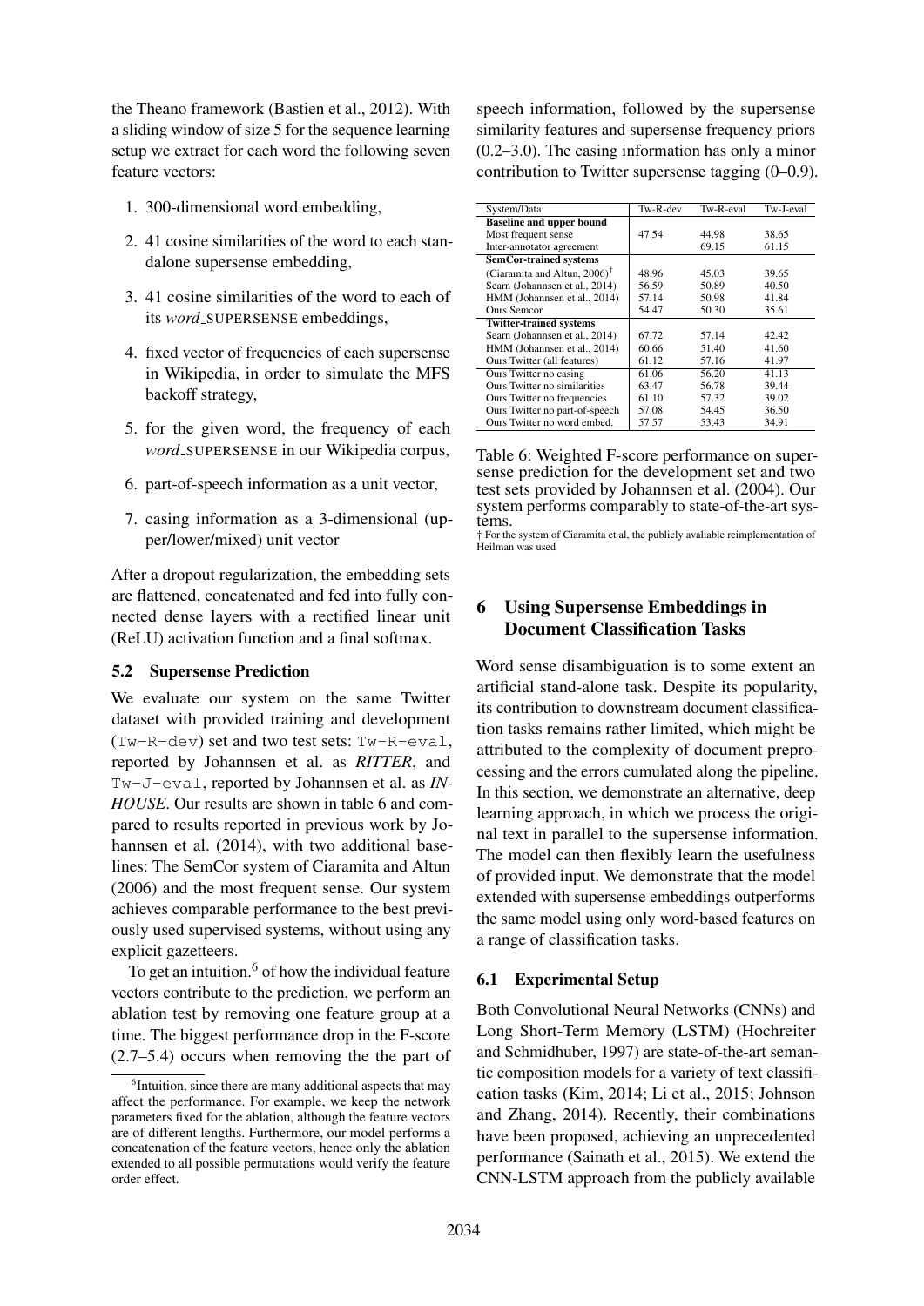the Theano framework (Bastien et al., 2012). With a sliding window of size 5 for the sequence learning setup we extract for each word the following seven feature vectors:

1. 300-dimensional word embedding,
2. 41 cosine similarities of the word to each standalone supersense embedding,
3. 41 cosine similarities of the word to each of its *word*_SUPERSENSE embeddings,
4. fixed vector of frequencies of each supersense in Wikipedia, in order to simulate the MFS backoff strategy,
5. for the given word, the frequency of each *word*_SUPERSENSE in our Wikipedia corpus,
6. part-of-speech information as a unit vector,
7. casing information as a 3-dimensional (upper/lower/mixed) unit vector

After a dropout regularization, the embedding sets are flattened, concatenated and fed into fully connected dense layers with a rectified linear unit (ReLU) activation function and a final softmax.

### 5.2 Supersense Prediction

We evaluate our system on the same Twitter dataset with provided training and development (`Tw-R-dev`) set and two test sets: `Tw-R-eval`, reported by Johannsen et al. as *RITTER*, and `Tw-J-eval`, reported by Johannsen et al. as *IN-HOUSE*. Our results are shown in table 6 and compared to results reported in previous work by Johannsen et al. (2014), with two additional baselines: The SemCor system of Ciaramita and Altun (2006) and the most frequent sense. Our system achieves comparable performance to the best previously used supervised systems, without using any explicit gazetteers.

To get an intuition.[6] of how the individual feature vectors contribute to the prediction, we perform an ablation test by removing one feature group at a time. The biggest performance drop in the F-score (2.7–5.4) occurs when removing the the part of speech information, followed by the supersense similarity features and supersense frequency priors (0.2–3.0). The casing information has only a minor contribution to Twitter supersense tagging (0–0.9).

[6]Intuition, since there are many additional aspects that may affect the performance. For example, we keep the network parameters fixed for the ablation, although the feature vectors are of different lengths. Furthermore, our model performs a concatenation of the feature vectors, hence only the ablation extended to all possible permutations would verify the feature order effect.

| System/Data: | Tw-R-dev | Tw-R-eval | Tw-J-eval |
|---|---|---|---|
| **Baseline and upper bound** | | | |
| Most frequent sense | 47.54 | 44.98 | 38.65 |
| Inter-annotator agreement | | 69.15 | 61.15 |
| **SemCor-trained systems** | | | |
| (Ciaramita and Altun, 2006)† | 48.96 | 45.03 | 39.65 |
| Searn (Johannsen et al., 2014) | 56.59 | 50.89 | 40.50 |
| HMM (Johannsen et al., 2014) | 57.14 | 50.98 | 41.84 |
| Ours Semcor | 54.47 | 50.30 | 35.61 |
| **Twitter-trained systems** | | | |
| Searn (Johannsen et al., 2014) | 67.72 | 57.14 | 42.42 |
| HMM (Johannsen et al., 2014) | 60.66 | 51.40 | 41.60 |
| Ours Twitter (all features) | 61.12 | 57.16 | 41.97 |
| Ours Twitter no casing | 61.06 | 56.20 | 41.13 |
| Ours Twitter no similarities | 63.47 | 56.78 | 39.44 |
| Ours Twitter no frequencies | 61.10 | 57.32 | 39.02 |
| Ours Twitter no part-of-speech | 57.08 | 54.45 | 36.50 |
| Ours Twitter no word embed. | 57.57 | 53.43 | 34.91 |

Table 6: Weighted F-score performance on supersense prediction for the development set and two test sets provided by Johannsen et al. (2004). Our system performs comparably to state-of-the-art systems.

† For the system of Ciaramita et al, the publicly avaliable reimplementation of Heilman was used

## 6 Using Supersense Embeddings in Document Classification Tasks

Word sense disambiguation is to some extent an artificial stand-alone task. Despite its popularity, its contribution to downstream document classification tasks remains rather limited, which might be attributed to the complexity of document preprocessing and the errors cumulated along the pipeline. In this section, we demonstrate an alternative, deep learning approach, in which we process the original text in parallel to the supersense information. The model can then flexibly learn the usefulness of provided input. We demonstrate that the model extended with supersense embeddings outperforms the same model using only word-based features on a range of classification tasks.

### 6.1 Experimental Setup

Both Convolutional Neural Networks (CNNs) and Long Short-Term Memory (LSTM) (Hochreiter and Schmidhuber, 1997) are state-of-the-art semantic composition models for a variety of text classification tasks (Kim, 2014; Li et al., 2015; Johnson and Zhang, 2014). Recently, their combinations have been proposed, achieving an unprecedented performance (Sainath et al., 2015). We extend the CNN-LSTM approach from the publicly available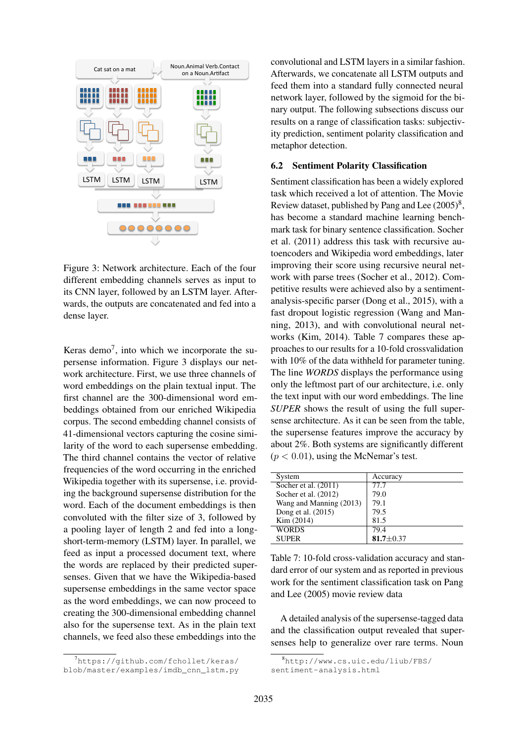Figure 3: Network architecture. Each of the four different embedding channels serves as input to its CNN layer, followed by an LSTM layer. Afterwards, the outputs are concatenated and fed into a dense layer.

Keras demo[7], into which we incorporate the supersense information. Figure 3 displays our network architecture. First, we use three channels of word embeddings on the plain textual input. The first channel are the 300-dimensional word embeddings obtained from our enriched Wikipedia corpus. The second embedding channel consists of 41-dimensional vectors capturing the cosine similarity of the word to each supersense embedding. The third channel contains the vector of relative frequencies of the word occurring in the enriched Wikipedia together with its supersense, i.e. providing the background supersense distribution for the word. Each of the document embeddings is then convoluted with the filter size of 3, followed by a pooling layer of length 2 and fed into a long-short-term-memory (LSTM) layer. In parallel, we feed as input a processed document text, where the words are replaced by their predicted supersenses. Given that we have the Wikipedia-based supersense embeddings in the same vector space as the word embeddings, we can now proceed to creating the 300-dimensional embedding channel also for the supersense text. As in the plain text channels, we feed also these embeddings into the convolutional and LSTM layers in a similar fashion. Afterwards, we concatenate all LSTM outputs and feed them into a standard fully connected neural network layer, followed by the sigmoid for the binary output. The following subsections discuss our results on a range of classification tasks: subjectivity prediction, sentiment polarity classification and metaphor detection.

### 6.2 Sentiment Polarity Classification

Sentiment classification has been a widely explored task which received a lot of attention. The Movie Review dataset, published by Pang and Lee (2005)[8], has become a standard machine learning benchmark task for binary sentence classification. Socher et al. (2011) address this task with recursive autoencoders and Wikipedia word embeddings, later improving their score using recursive network with parse trees (Socher et al., 2012). Competitive results were achieved also by a sentiment-analysis-specific parser (Dong et al., 2015), with a fast dropout logistic regression (Wang and Manning, 2013), and with convolutional neural networks (Kim, 2014). Table 7 compares these approaches to our results for a 10-fold crossvalidation with 10% of the data withheld for parameter tuning. The line *WORDS* displays the performance using only the leftmost part of our architecture, i.e. only the text input with our word embeddings. The line *SUPER* shows the result of using the full supersense architecture. As it can be seen from the table, the supersense features improve the accuracy by about 2%. Both systems are significantly different ($p < 0.01$), using the McNemar's test.

| System | Accuracy |
|---|---|
| Socher et al. (2011) | 77.7 |
| Socher et al. (2012) | 79.0 |
| Wang and Manning (2013) | 79.1 |
| Dong et al. (2015) | 79.5 |
| Kim (2014) | 81.5 |
| WORDS | 79.4 |
| SUPER | **81.7**$\pm$0.37 |

Table 7: 10-fold cross-validation accuracy and standard error of our system and as reported in previous work for the sentiment classification task on Pang and Lee (2005) movie review data

A detailed analysis of the supersense-tagged data and the classification output revealed that supersenses help to generalize over rare terms. Noun

[7] https://github.com/fchollet/keras/blob/master/examples/imdb_cnn_lstm.py

[8] http://www.cs.uic.edu/liub/FBS/sentiment-analysis.html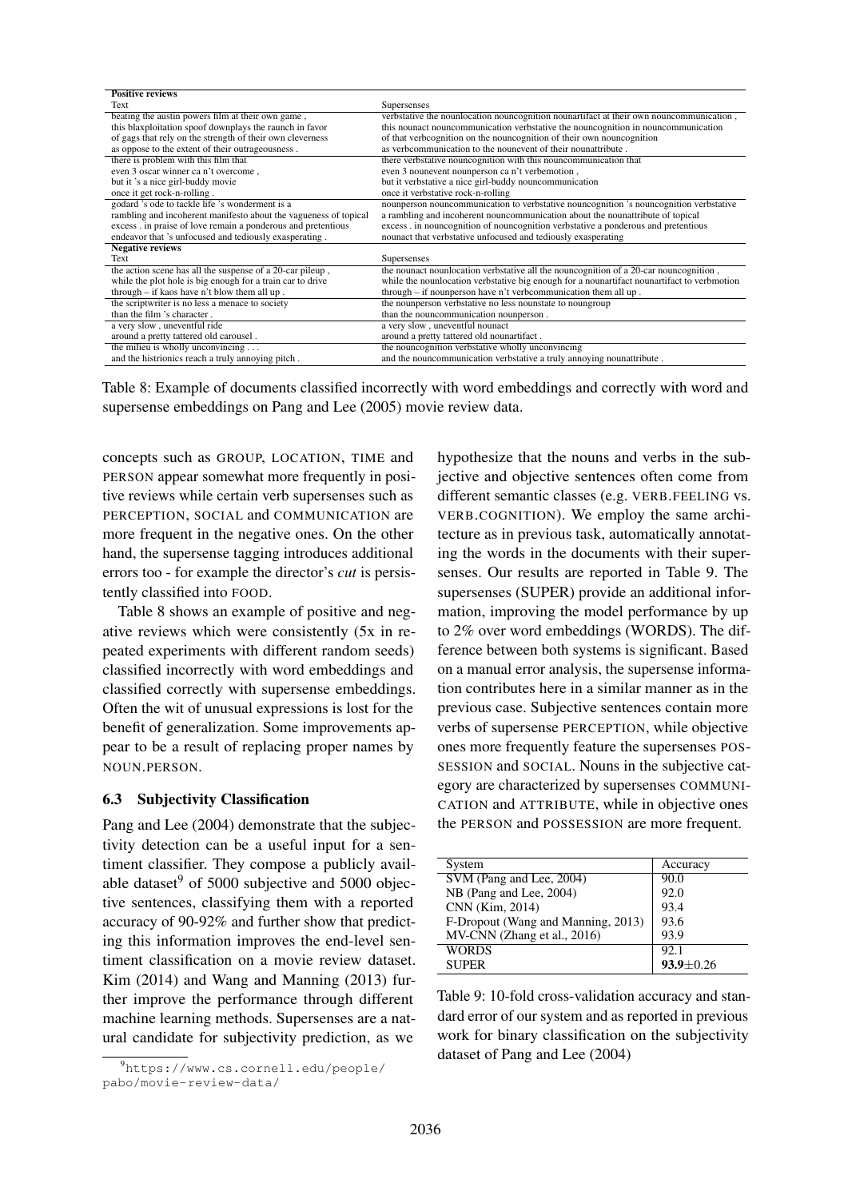| Positive reviews | |
| --- | --- |
| Text | Supersenses |
| beating the austin powers film at their own game , this blaxploitation spoof downplays the raunch in favor of gags that rely on the strength of their own cleverness as oppose to the extent of their outrageousness . | verbstative the nounlocation nouncognition nounartifact at their own nouncommunication , this nounact nouncommunication verbstative the nouncognition in nouncommunication of that verbcognition on the nouncognition of their own nouncognition as verbcommunication to the nounevent of their nounattribute . |
| there is problem with this film that even 3 oscar winner ca n't overcome , but it 's a nice girl-buddy movie once it get rock-n-rolling . | there verbstative nouncognition with this nouncommunication that even 3 nounevent nounperson ca n't verbemotion , but it verbstative a nice girl-buddy nouncommunication once it verbstative rock-n-rolling |
| godard 's ode to tackle life 's wonderment is a rambling and incoherent manifesto about the vagueness of topical excess . in praise of love remain a ponderous and pretentious endeavor that 's unfocused and tediously exasperating . | nounperson nouncommunication to verbstative nouncognition 's nouncognition verbstative a rambling and incoherent nouncommunication about the nounattribute of topical excess . in nouncognition of nouncognition verbstative a ponderous and pretentious nounact that verbstative unfocused and tediously exasperating |
| **Negative reviews** | |
| Text | Supersenses |
| the action scene has all the suspense of a 20-car pileup , while the plot hole is big enough for a train car to drive through – if kaos have n't blow them all up . | the nounact nounlocation verbstative all the nouncognition of a 20-car nouncognition , while the nounlocation verbstative big enough for a nounartifact nounartifact to verbmotion through – if nounperson have n't verbcommunication them all up . |
| the scriptwriter is no less a menace to society than the film 's character . | the nounperson verbstative no less nounstate to noungroup than the nouncommunication nounperson . |
| a very slow , uneventful ride around a pretty tattered old carousel . | a very slow , uneventful nounact around a pretty tattered old nounartifact . |
| the milieu is wholly unconvincing . . . and the histrionics reach a truly annoying pitch . | the nouncognition verbstative wholly unconvincing and the nouncommunication verbstative a truly annoying nounattribute . |

Table 8: Example of documents classified incorrectly with word embeddings and correctly with word and supersense embeddings on Pang and Lee (2005) movie review data.

concepts such as GROUP, LOCATION, TIME and PERSON appear somewhat more frequently in positive reviews while certain verb supersenses such as PERCEPTION, SOCIAL and COMMUNICATION are more frequent in the negative ones. On the other hand, the supersense tagging introduces additional errors too - for example the director's *cut* is persistently classified into FOOD.

Table 8 shows an example of positive and negative reviews which were consistently (5x in repeated experiments with different random seeds) classified incorrectly with word embeddings and classified correctly with supersense embeddings. Often the wit of unusual expressions is lost for the benefit of generalization. Some improvements appear to be a result of replacing proper names by NOUN.PERSON.

### 6.3 Subjectivity Classification

Pang and Lee (2004) demonstrate that the subjectivity detection can be a useful input for a sentiment classifier. They compose a publicly available dataset[9] of 5000 subjective and 5000 objective sentences, classifying them with a reported accuracy of 90-92% and further show that predicting this information improves the end-level sentiment classification on a movie review dataset. Kim (2014) and Wang and Manning (2013) further improve the performance through different machine learning methods. Supersenses are a natural candidate for subjectivity prediction, as we hypothesize that the nouns and verbs in the subjective and objective sentences often come from different semantic classes (e.g. VERB.FEELING vs. VERB.COGNITION). We employ the same architecture as in previous task, automatically annotating the words in the documents with their supersenses. Our results are reported in Table 9. The supersenses (SUPER) provide an additional information, improving the model performance by up to 2% over word embeddings (WORDS). The difference between both systems is significant. Based on a manual error analysis, the supersense information contributes here in a similar manner as in the previous case. Subjective sentences contain more verbs of supersense PERCEPTION, while objective ones more frequently feature the supersenses POSSESSION and SOCIAL. Nouns in the subjective category are characterized by supersenses COMMUNICATION and ATTRIBUTE, while in objective ones the PERSON and POSSESSION are more frequent.

| System | Accuracy |
| --- | --- |
| SVM (Pang and Lee, 2004) | 90.0 |
| NB (Pang and Lee, 2004) | 92.0 |
| CNN (Kim, 2014) | 93.4 |
| F-Dropout (Wang and Manning, 2013) | 93.6 |
| MV-CNN (Zhang et al., 2016) | 93.9 |
| WORDS | 92.1 |
| SUPER | **93.9**$\pm$0.26 |

Table 9: 10-fold cross-validation accuracy and standard error of our system and as reported in previous work for binary classification on the subjectivity dataset of Pang and Lee (2004)

[9] https://www.cs.cornell.edu/people/pabo/movie-review-data/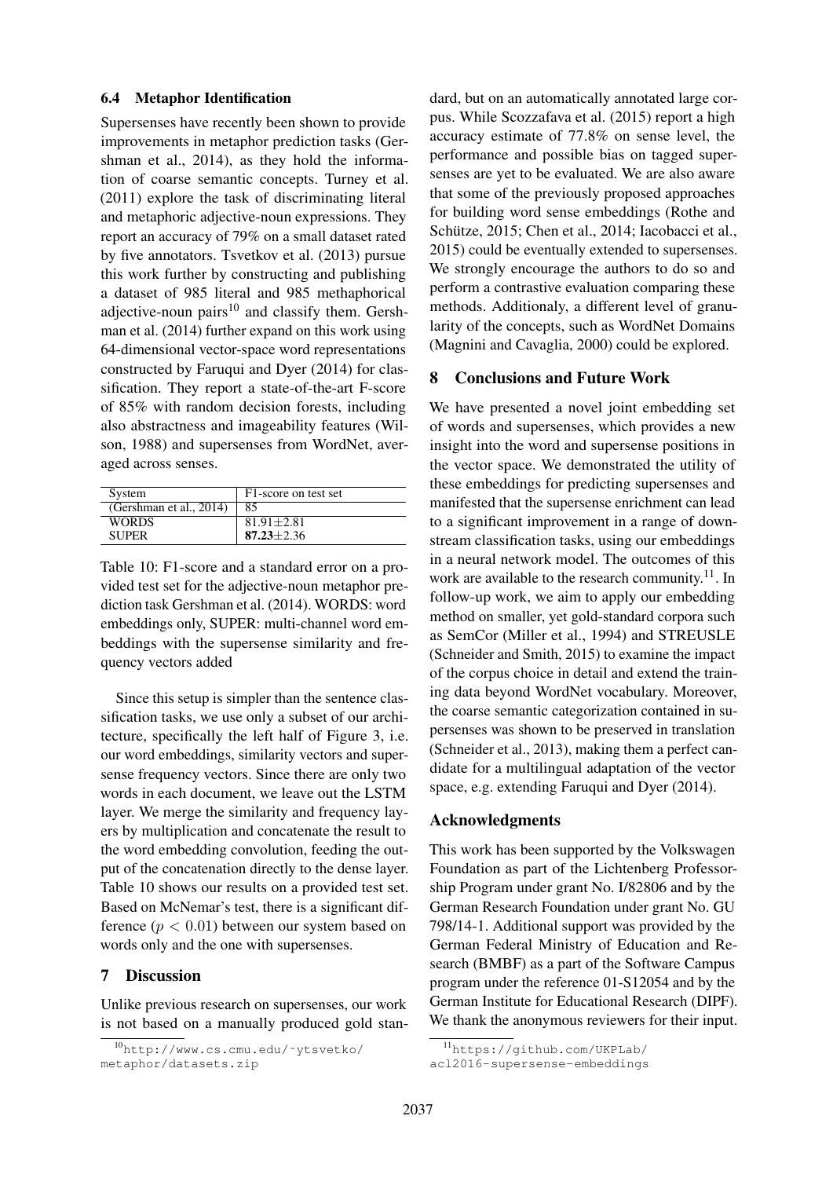### 6.4 Metaphor Identification

Supersenses have recently been shown to provide improvements in metaphor prediction tasks (Gershman et al., 2014), as they hold the information of coarse semantic concepts. Turney et al. (2011) explore the task of discriminating literal and metaphoric adjective-noun expressions. They report an accuracy of 79% on a small dataset rated by five annotators. Tsvetkov et al. (2013) pursue this work further by constructing and publishing a dataset of 985 literal and 985 methaphorical adjective-noun pairs[10] and classify them. Gershman et al. (2014) further expand on this work using 64-dimensional vector-space word representations constructed by Faruqui and Dyer (2014) for classification. They report a state-of-the-art F-score of 85% with random decision forests, including also abstractness and imageability features (Wilson, 1988) and supersenses from WordNet, averaged across senses.

| System | F1-score on test set |
|---|---|
| (Gershman et al., 2014) | 85 |
| WORDS | 81.91±2.81 |
| SUPER | **87.23**±2.36 |

Table 10: F1-score and a standard error on a provided test set for the adjective-noun metaphor prediction task Gershman et al. (2014). WORDS: word embeddings only, SUPER: multi-channel word embeddings with the supersense similarity and frequency vectors added

Since this setup is simpler than the sentence classification tasks, we use only a subset of our architecture, specifically the left half of Figure 3, i.e. our word embeddings, similarity vectors and supersense frequency vectors. Since there are only two words in each document, we leave out the LSTM layer. We merge the similarity and frequency layers by multiplication and concatenate the result to the word embedding convolution, feeding the output of the concatenation directly to the dense layer. Table 10 shows our results on a provided test set. Based on McNemar's test, there is a significant difference ($p < 0.01$) between our system based on words only and the one with supersenses.

## 7 Discussion

Unlike previous research on supersenses, our work is not based on a manually produced gold standard, but on an automatically annotated large corpus. While Scozzafava et al. (2015) report a high accuracy estimate of 77.8% on sense level, the performance and possible bias on tagged supersenses are yet to be evaluated. We are also aware that some of the previously proposed approaches for building word sense embeddings (Rothe and Schütze, 2015; Chen et al., 2014; Iacobacci et al., 2015) could be eventually extended to supersenses. We strongly encourage the authors to do so and perform a contrastive evaluation comparing these methods. Additionaly, a different level of granularity of the concepts, such as WordNet Domains (Magnini and Cavaglia, 2000) could be explored.

## 8 Conclusions and Future Work

We have presented a novel joint embedding set of words and supersenses, which provides a new insight into the word and supersense positions in the vector space. We demonstrated the utility of these embeddings for predicting supersenses and manifested that the supersense enrichment can lead to a significant improvement in a range of downstream classification tasks, using our embeddings in a neural network model. The outcomes of this work are available to the research community.[11]. In follow-up work, we aim to apply our embedding method on smaller, yet gold-standard corpora such as SemCor (Miller et al., 1994) and STREUSLE (Schneider and Smith, 2015) to examine the impact of the corpus choice in detail and extend the training data beyond WordNet vocabulary. Moreover, the coarse semantic categorization contained in supersenses was shown to be preserved in translation (Schneider et al., 2013), making them a perfect candidate for a multilingual adaptation of the vector space, e.g. extending Faruqui and Dyer (2014).

## Acknowledgments

This work has been supported by the Volkswagen Foundation as part of the Lichtenberg Professorship Program under grant No. I/82806 and by the German Research Foundation under grant No. GU 798/14-1. Additional support was provided by the German Federal Ministry of Education and Research (BMBF) as a part of the Software Campus program under the reference 01-S12054 and by the German Institute for Educational Research (DIPF). We thank the anonymous reviewers for their input.

[10] http://www.cs.cmu.edu/~ytsvetko/metaphor/datasets.zip

[11] https://github.com/UKPLab/acl2016-supersense-embeddings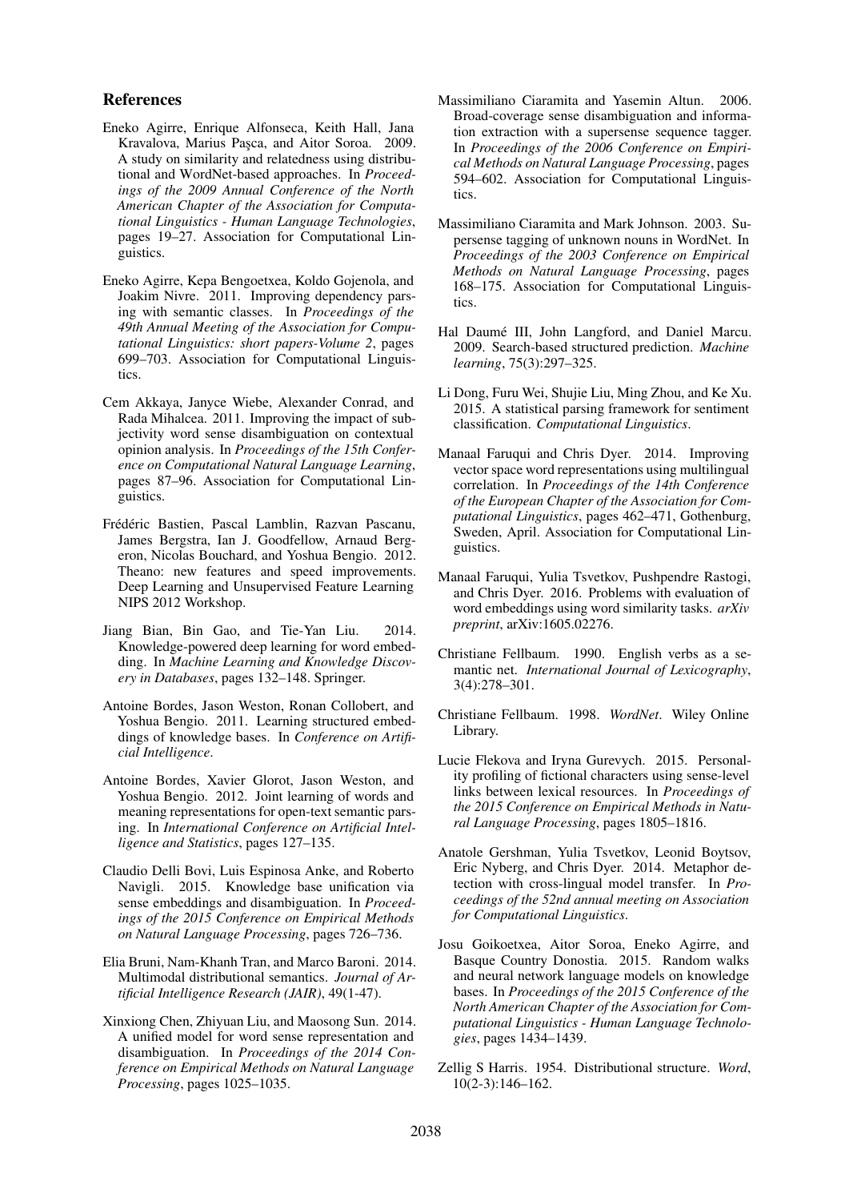## References

Eneko Agirre, Enrique Alfonseca, Keith Hall, Jana Kravalova, Marius Paşca, and Aitor Soroa. 2009. A study on similarity and relatedness using distributional and WordNet-based approaches. In *Proceedings of the 2009 Annual Conference of the North American Chapter of the Association for Computational Linguistics - Human Language Technologies*, pages 19–27. Association for Computational Linguistics.

Eneko Agirre, Kepa Bengoetxea, Koldo Gojenola, and Joakim Nivre. 2011. Improving dependency parsing with semantic classes. In *Proceedings of the 49th Annual Meeting of the Association for Computational Linguistics: short papers-Volume 2*, pages 699–703. Association for Computational Linguistics.

Cem Akkaya, Janyce Wiebe, Alexander Conrad, and Rada Mihalcea. 2011. Improving the impact of subjectivity word sense disambiguation on contextual opinion analysis. In *Proceedings of the 15th Conference on Computational Natural Language Learning*, pages 87–96. Association for Computational Linguistics.

Frédéric Bastien, Pascal Lamblin, Razvan Pascanu, James Bergstra, Ian J. Goodfellow, Arnaud Bergeron, Nicolas Bouchard, and Yoshua Bengio. 2012. Theano: new features and speed improvements. Deep Learning and Unsupervised Feature Learning NIPS 2012 Workshop.

Jiang Bian, Bin Gao, and Tie-Yan Liu. 2014. Knowledge-powered deep learning for word embedding. In *Machine Learning and Knowledge Discovery in Databases*, pages 132–148. Springer.

Antoine Bordes, Jason Weston, Ronan Collobert, and Yoshua Bengio. 2011. Learning structured embeddings of knowledge bases. In *Conference on Artificial Intelligence*.

Antoine Bordes, Xavier Glorot, Jason Weston, and Yoshua Bengio. 2012. Joint learning of words and meaning representations for open-text semantic parsing. In *International Conference on Artificial Intelligence and Statistics*, pages 127–135.

Claudio Delli Bovi, Luis Espinosa Anke, and Roberto Navigli. 2015. Knowledge base unification via sense embeddings and disambiguation. In *Proceedings of the 2015 Conference on Empirical Methods on Natural Language Processing*, pages 726–736.

Elia Bruni, Nam-Khanh Tran, and Marco Baroni. 2014. Multimodal distributional semantics. *Journal of Artificial Intelligence Research (JAIR)*, 49(1-47).

Xinxiong Chen, Zhiyuan Liu, and Maosong Sun. 2014. A unified model for word sense representation and disambiguation. In *Proceedings of the 2014 Conference on Empirical Methods on Natural Language Processing*, pages 1025–1035.

Massimiliano Ciaramita and Yasemin Altun. 2006. Broad-coverage sense disambiguation and information extraction with a supersense sequence tagger. In *Proceedings of the 2006 Conference on Empirical Methods on Natural Language Processing*, pages 594–602. Association for Computational Linguistics.

Massimiliano Ciaramita and Mark Johnson. 2003. Supersense tagging of unknown nouns in WordNet. In *Proceedings of the 2003 Conference on Empirical Methods on Natural Language Processing*, pages 168–175. Association for Computational Linguistics.

Hal Daumé III, John Langford, and Daniel Marcu. 2009. Search-based structured prediction. *Machine learning*, 75(3):297–325.

Li Dong, Furu Wei, Shujie Liu, Ming Zhou, and Ke Xu. 2015. A statistical parsing framework for sentiment classification. *Computational Linguistics*.

Manaal Faruqui and Chris Dyer. 2014. Improving vector space word representations using multilingual correlation. In *Proceedings of the 14th Conference of the European Chapter of the Association for Computational Linguistics*, pages 462–471, Gothenburg, Sweden, April. Association for Computational Linguistics.

Manaal Faruqui, Yulia Tsvetkov, Pushpendre Rastogi, and Chris Dyer. 2016. Problems with evaluation of word embeddings using word similarity tasks. *arXiv preprint*, arXiv:1605.02276.

Christiane Fellbaum. 1990. English verbs as a semantic net. *International Journal of Lexicography*, 3(4):278–301.

Christiane Fellbaum. 1998. *WordNet*. Wiley Online Library.

Lucie Flekova and Iryna Gurevych. 2015. Personality profiling of fictional characters using sense-level links between lexical resources. In *Proceedings of the 2015 Conference on Empirical Methods in Natural Language Processing*, pages 1805–1816.

Anatole Gershman, Yulia Tsvetkov, Leonid Boytsov, Eric Nyberg, and Chris Dyer. 2014. Metaphor detection with cross-lingual model transfer. In *Proceedings of the 52nd annual meeting on Association for Computational Linguistics*.

Josu Goikoetxea, Aitor Soroa, Eneko Agirre, and Basque Country Donostia. 2015. Random walks and neural network language models on knowledge bases. In *Proceedings of the 2015 Conference of the North American Chapter of the Association for Computational Linguistics - Human Language Technologies*, pages 1434–1439.

Zellig S Harris. 1954. Distributional structure. *Word*, 10(2-3):146–162.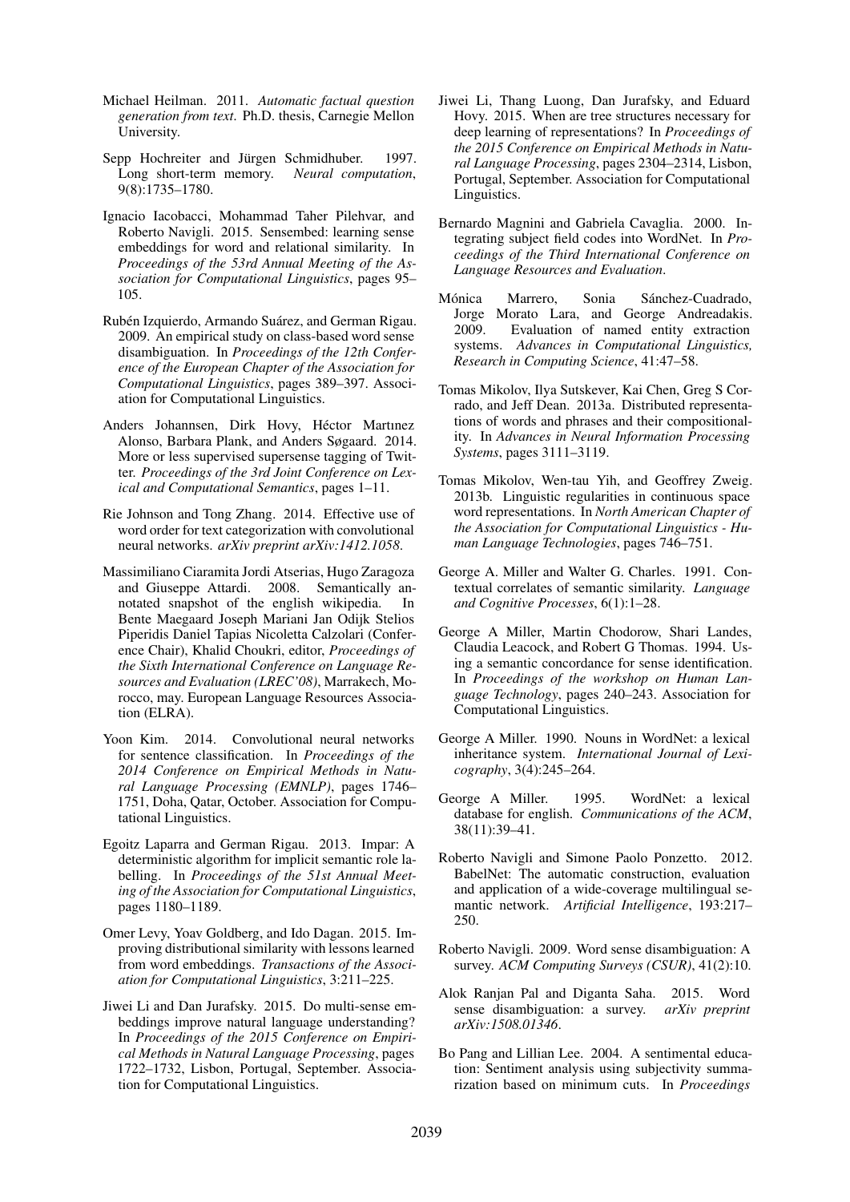Michael Heilman. 2011. *Automatic factual question generation from text*. Ph.D. thesis, Carnegie Mellon University.

Sepp Hochreiter and Jürgen Schmidhuber. 1997. Long short-term memory. *Neural computation*, 9(8):1735–1780.

Ignacio Iacobacci, Mohammad Taher Pilehvar, and Roberto Navigli. 2015. Sensembed: learning sense embeddings for word and relational similarity. In *Proceedings of the 53rd Annual Meeting of the Association for Computational Linguistics*, pages 95–105.

Rubén Izquierdo, Armando Suárez, and German Rigau. 2009. An empirical study on class-based word sense disambiguation. In *Proceedings of the 12th Conference of the European Chapter of the Association for Computational Linguistics*, pages 389–397. Association for Computational Linguistics.

Anders Johannsen, Dirk Hovy, Héctor Martınez Alonso, Barbara Plank, and Anders Søgaard. 2014. More or less supervised supersense tagging of Twitter. *Proceedings of the 3rd Joint Conference on Lexical and Computational Semantics*, pages 1–11.

Rie Johnson and Tong Zhang. 2014. Effective use of word order for text categorization with convolutional neural networks. *arXiv preprint arXiv:1412.1058*.

Massimiliano Ciaramita Jordi Atserias, Hugo Zaragoza and Giuseppe Attardi. 2008. Semantically annotated snapshot of the english wikipedia. In Bente Maegaard Joseph Mariani Jan Odijk Stelios Piperidis Daniel Tapias Nicoletta Calzolari (Conference Chair), Khalid Choukri, editor, *Proceedings of the Sixth International Conference on Language Resources and Evaluation (LREC'08)*, Marrakech, Morocco, may. European Language Resources Association (ELRA).

Yoon Kim. 2014. Convolutional neural networks for sentence classification. In *Proceedings of the 2014 Conference on Empirical Methods in Natural Language Processing (EMNLP)*, pages 1746–1751, Doha, Qatar, October. Association for Computational Linguistics.

Egoitz Laparra and German Rigau. 2013. Impar: A deterministic algorithm for implicit semantic role labelling. In *Proceedings of the 51st Annual Meeting of the Association for Computational Linguistics*, pages 1180–1189.

Omer Levy, Yoav Goldberg, and Ido Dagan. 2015. Improving distributional similarity with lessons learned from word embeddings. *Transactions of the Association for Computational Linguistics*, 3:211–225.

Jiwei Li and Dan Jurafsky. 2015. Do multi-sense embeddings improve natural language understanding? In *Proceedings of the 2015 Conference on Empirical Methods in Natural Language Processing*, pages 1722–1732, Lisbon, Portugal, September. Association for Computational Linguistics.

Jiwei Li, Thang Luong, Dan Jurafsky, and Eduard Hovy. 2015. When are tree structures necessary for deep learning of representations? In *Proceedings of the 2015 Conference on Empirical Methods in Natural Language Processing*, pages 2304–2314, Lisbon, Portugal, September. Association for Computational Linguistics.

Bernardo Magnini and Gabriela Cavaglia. 2000. Integrating subject field codes into WordNet. In *Proceedings of the Third International Conference on Language Resources and Evaluation*.

Mónica Marrero, Sonia Sánchez-Cuadrado, Jorge Morato Lara, and George Andreadakis. 2009. Evaluation of named entity extraction systems. *Advances in Computational Linguistics, Research in Computing Science*, 41:47–58.

Tomas Mikolov, Ilya Sutskever, Kai Chen, Greg S Corrado, and Jeff Dean. 2013a. Distributed representations of words and phrases and their compositionality. In *Advances in Neural Information Processing Systems*, pages 3111–3119.

Tomas Mikolov, Wen-tau Yih, and Geoffrey Zweig. 2013b. Linguistic regularities in continuous space word representations. In *North American Chapter of the Association for Computational Linguistics - Human Language Technologies*, pages 746–751.

George A. Miller and Walter G. Charles. 1991. Contextual correlates of semantic similarity. *Language and Cognitive Processes*, 6(1):1–28.

George A Miller, Martin Chodorow, Shari Landes, Claudia Leacock, and Robert G Thomas. 1994. Using a semantic concordance for sense identification. In *Proceedings of the workshop on Human Language Technology*, pages 240–243. Association for Computational Linguistics.

George A Miller. 1990. Nouns in WordNet: a lexical inheritance system. *International Journal of Lexicography*, 3(4):245–264.

George A Miller. 1995. WordNet: a lexical database for english. *Communications of the ACM*, 38(11):39–41.

Roberto Navigli and Simone Paolo Ponzetto. 2012. BabelNet: The automatic construction, evaluation and application of a wide-coverage multilingual semantic network. *Artificial Intelligence*, 193:217–250.

Roberto Navigli. 2009. Word sense disambiguation: A survey. *ACM Computing Surveys (CSUR)*, 41(2):10.

Alok Ranjan Pal and Diganta Saha. 2015. Word sense disambiguation: a survey. *arXiv preprint arXiv:1508.01346*.

Bo Pang and Lillian Lee. 2004. A sentimental education: Sentiment analysis using subjectivity summarization based on minimum cuts. In *Proceedings*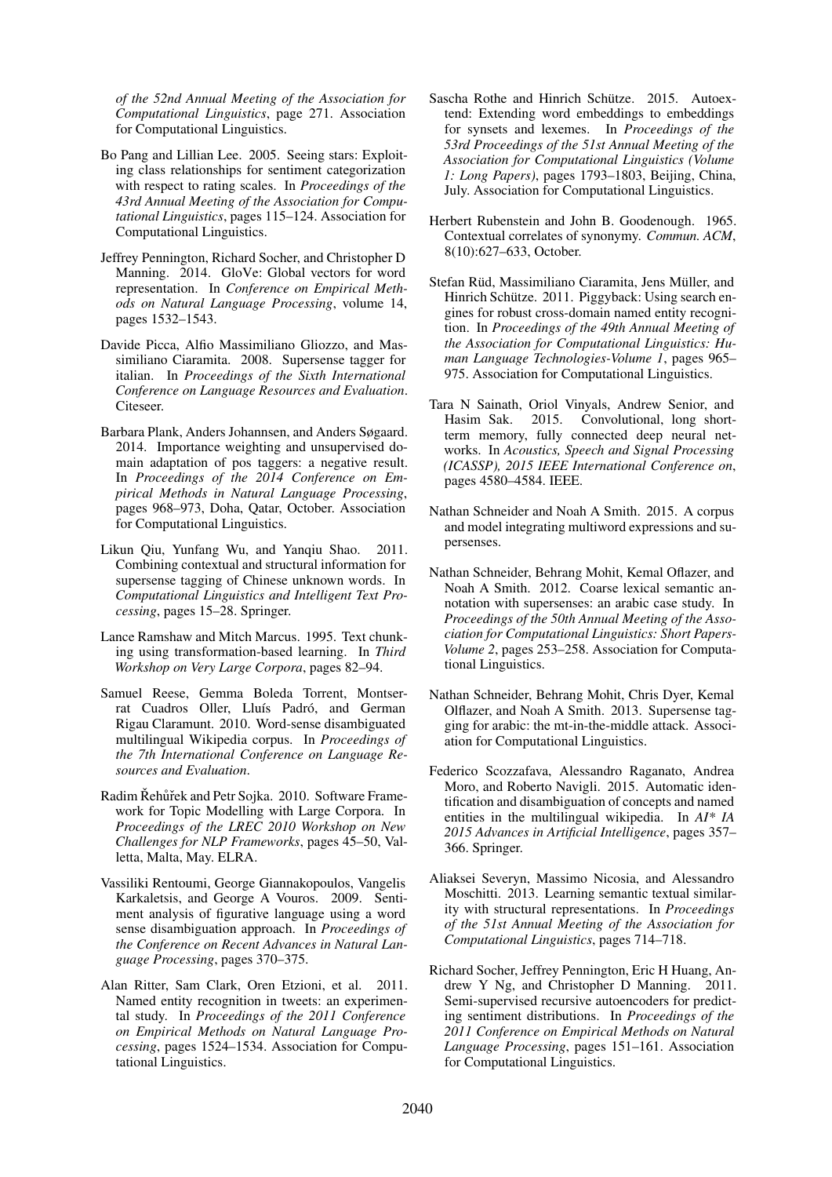*of the 52nd Annual Meeting of the Association for Computational Linguistics*, page 271. Association for Computational Linguistics.

Bo Pang and Lillian Lee. 2005. Seeing stars: Exploiting class relationships for sentiment categorization with respect to rating scales. In *Proceedings of the 43rd Annual Meeting of the Association for Computational Linguistics*, pages 115–124. Association for Computational Linguistics.

Jeffrey Pennington, Richard Socher, and Christopher D Manning. 2014. GloVe: Global vectors for word representation. In *Conference on Empirical Methods on Natural Language Processing*, volume 14, pages 1532–1543.

Davide Picca, Alfio Massimiliano Gliozzo, and Massimiliano Ciaramita. 2008. Supersense tagger for italian. In *Proceedings of the Sixth International Conference on Language Resources and Evaluation*. Citeseer.

Barbara Plank, Anders Johannsen, and Anders Søgaard. 2014. Importance weighting and unsupervised domain adaptation of pos taggers: a negative result. In *Proceedings of the 2014 Conference on Empirical Methods in Natural Language Processing*, pages 968–973, Doha, Qatar, October. Association for Computational Linguistics.

Likun Qiu, Yunfang Wu, and Yanqiu Shao. 2011. Combining contextual and structural information for supersense tagging of Chinese unknown words. In *Computational Linguistics and Intelligent Text Processing*, pages 15–28. Springer.

Lance Ramshaw and Mitch Marcus. 1995. Text chunking using transformation-based learning. In *Third Workshop on Very Large Corpora*, pages 82–94.

Samuel Reese, Gemma Boleda Torrent, Montserrat Cuadros Oller, Lluís Padró, and German Rigau Claramunt. 2010. Word-sense disambiguated multilingual Wikipedia corpus. In *Proceedings of the 7th International Conference on Language Resources and Evaluation*.

Radim Řehůřek and Petr Sojka. 2010. Software Framework for Topic Modelling with Large Corpora. In *Proceedings of the LREC 2010 Workshop on New Challenges for NLP Frameworks*, pages 45–50, Valletta, Malta, May. ELRA.

Vassiliki Rentoumi, George Giannakopoulos, Vangelis Karkaletsis, and George A Vouros. 2009. Sentiment analysis of figurative language using a word sense disambiguation approach. In *Proceedings of the Conference on Recent Advances in Natural Language Processing*, pages 370–375.

Alan Ritter, Sam Clark, Oren Etzioni, et al. 2011. Named entity recognition in tweets: an experimental study. In *Proceedings of the 2011 Conference on Empirical Methods on Natural Language Processing*, pages 1524–1534. Association for Computational Linguistics.

Sascha Rothe and Hinrich Schütze. 2015. Autoextend: Extending word embeddings to embeddings for synsets and lexemes. In *Proceedings of the 53rd Proceedings of the 51st Annual Meeting of the Association for Computational Linguistics (Volume 1: Long Papers)*, pages 1793–1803, Beijing, China, July. Association for Computational Linguistics.

Herbert Rubenstein and John B. Goodenough. 1965. Contextual correlates of synonymy. *Commun. ACM*, 8(10):627–633, October.

Stefan Rüd, Massimiliano Ciaramita, Jens Müller, and Hinrich Schütze. 2011. Piggyback: Using search engines for robust cross-domain named entity recognition. In *Proceedings of the 49th Annual Meeting of the Association for Computational Linguistics: Human Language Technologies-Volume 1*, pages 965–975. Association for Computational Linguistics.

Tara N Sainath, Oriol Vinyals, Andrew Senior, and Hasim Sak. 2015. Convolutional, long short-term memory, fully connected deep neural networks. In *Acoustics, Speech and Signal Processing (ICASSP), 2015 IEEE International Conference on*, pages 4580–4584. IEEE.

Nathan Schneider and Noah A Smith. 2015. A corpus and model integrating multiword expressions and supersenses.

Nathan Schneider, Behrang Mohit, Kemal Oflazer, and Noah A Smith. 2012. Coarse lexical semantic annotation with supersenses: an arabic case study. In *Proceedings of the 50th Annual Meeting of the Association for Computational Linguistics: Short Papers-Volume 2*, pages 253–258. Association for Computational Linguistics.

Nathan Schneider, Behrang Mohit, Chris Dyer, Kemal Olflazer, and Noah A Smith. 2013. Supersense tagging for arabic: the mt-in-the-middle attack. Association for Computational Linguistics.

Federico Scozzafava, Alessandro Raganato, Andrea Moro, and Roberto Navigli. 2015. Automatic identification and disambiguation of concepts and named entities in the multilingual wikipedia. In *AI\* IA 2015 Advances in Artificial Intelligence*, pages 357–366. Springer.

Aliaksei Severyn, Massimo Nicosia, and Alessandro Moschitti. 2013. Learning semantic textual similarity with structural representations. In *Proceedings of the 51st Annual Meeting of the Association for Computational Linguistics*, pages 714–718.

Richard Socher, Jeffrey Pennington, Eric H Huang, Andrew Y Ng, and Christopher D Manning. 2011. Semi-supervised recursive autoencoders for predicting sentiment distributions. In *Proceedings of the 2011 Conference on Empirical Methods on Natural Language Processing*, pages 151–161. Association for Computational Linguistics.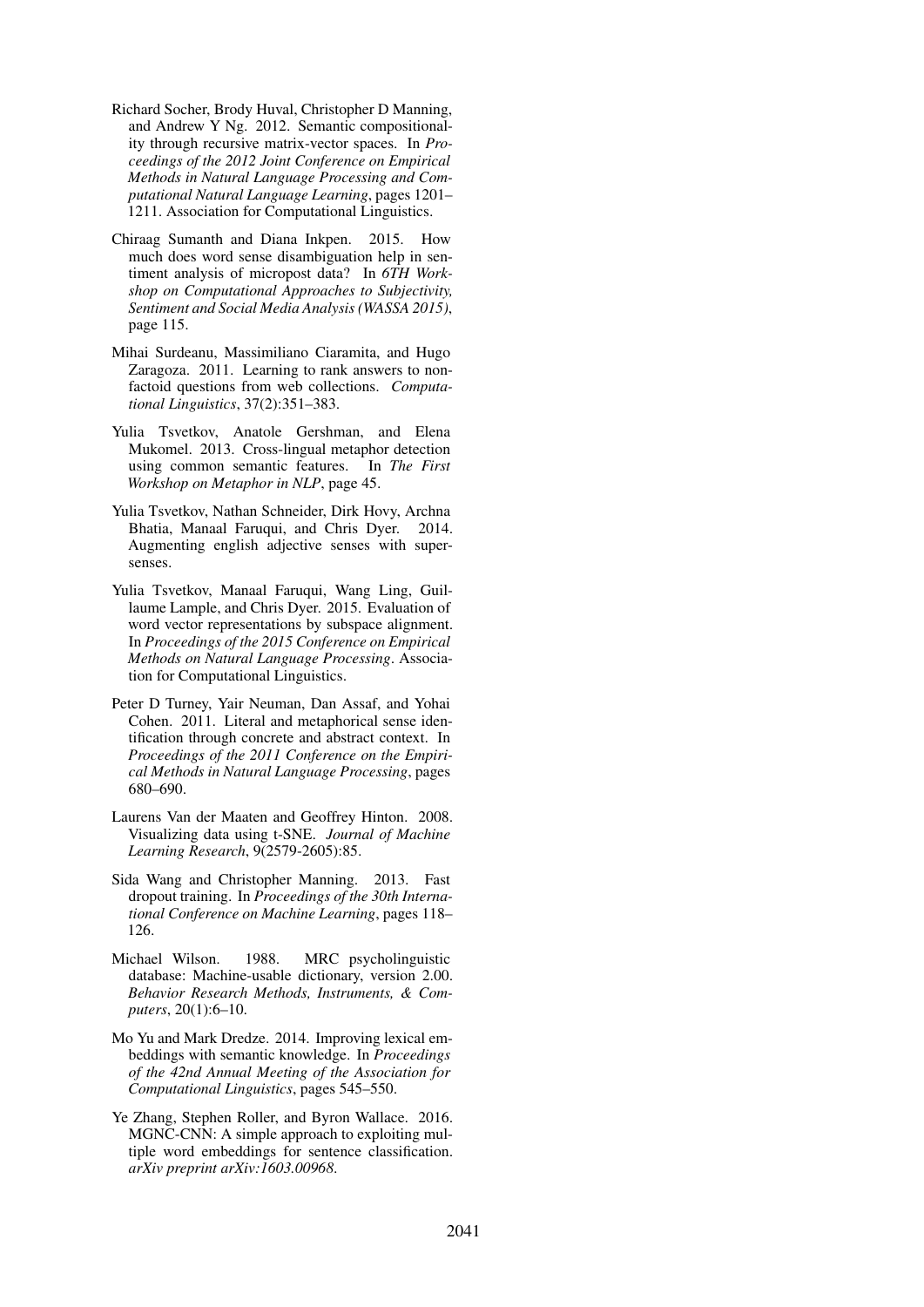Richard Socher, Brody Huval, Christopher D Manning, and Andrew Y Ng. 2012. Semantic compositionality through recursive matrix-vector spaces. In *Proceedings of the 2012 Joint Conference on Empirical Methods in Natural Language Processing and Computational Natural Language Learning*, pages 1201–1211. Association for Computational Linguistics.

Chiraag Sumanth and Diana Inkpen. 2015. How much does word sense disambiguation help in sentiment analysis of micropost data? In *6TH Workshop on Computational Approaches to Subjectivity, Sentiment and Social Media Analysis (WASSA 2015)*, page 115.

Mihai Surdeanu, Massimiliano Ciaramita, and Hugo Zaragoza. 2011. Learning to rank answers to non-factoid questions from web collections. *Computational Linguistics*, 37(2):351–383.

Yulia Tsvetkov, Anatole Gershman, and Elena Mukomel. 2013. Cross-lingual metaphor detection using common semantic features. In *The First Workshop on Metaphor in NLP*, page 45.

Yulia Tsvetkov, Nathan Schneider, Dirk Hovy, Archna Bhatia, Manaal Faruqui, and Chris Dyer. 2014. Augmenting english adjective senses with supersenses.

Yulia Tsvetkov, Manaal Faruqui, Wang Ling, Guillaume Lample, and Chris Dyer. 2015. Evaluation of word vector representations by subspace alignment. In *Proceedings of the 2015 Conference on Empirical Methods on Natural Language Processing*. Association for Computational Linguistics.

Peter D Turney, Yair Neuman, Dan Assaf, and Yohai Cohen. 2011. Literal and metaphorical sense identification through concrete and abstract context. In *Proceedings of the 2011 Conference on the Empirical Methods in Natural Language Processing*, pages 680–690.

Laurens Van der Maaten and Geoffrey Hinton. 2008. Visualizing data using t-SNE. *Journal of Machine Learning Research*, 9(2579-2605):85.

Sida Wang and Christopher Manning. 2013. Fast dropout training. In *Proceedings of the 30th International Conference on Machine Learning*, pages 118–126.

Michael Wilson. 1988. MRC psycholinguistic database: Machine-usable dictionary, version 2.00. *Behavior Research Methods, Instruments, & Computers*, 20(1):6–10.

Mo Yu and Mark Dredze. 2014. Improving lexical embeddings with semantic knowledge. In *Proceedings of the 42nd Annual Meeting of the Association for Computational Linguistics*, pages 545–550.

Ye Zhang, Stephen Roller, and Byron Wallace. 2016. MGNC-CNN: A simple approach to exploiting multiple word embeddings for sentence classification. *arXiv preprint arXiv:1603.00968*.